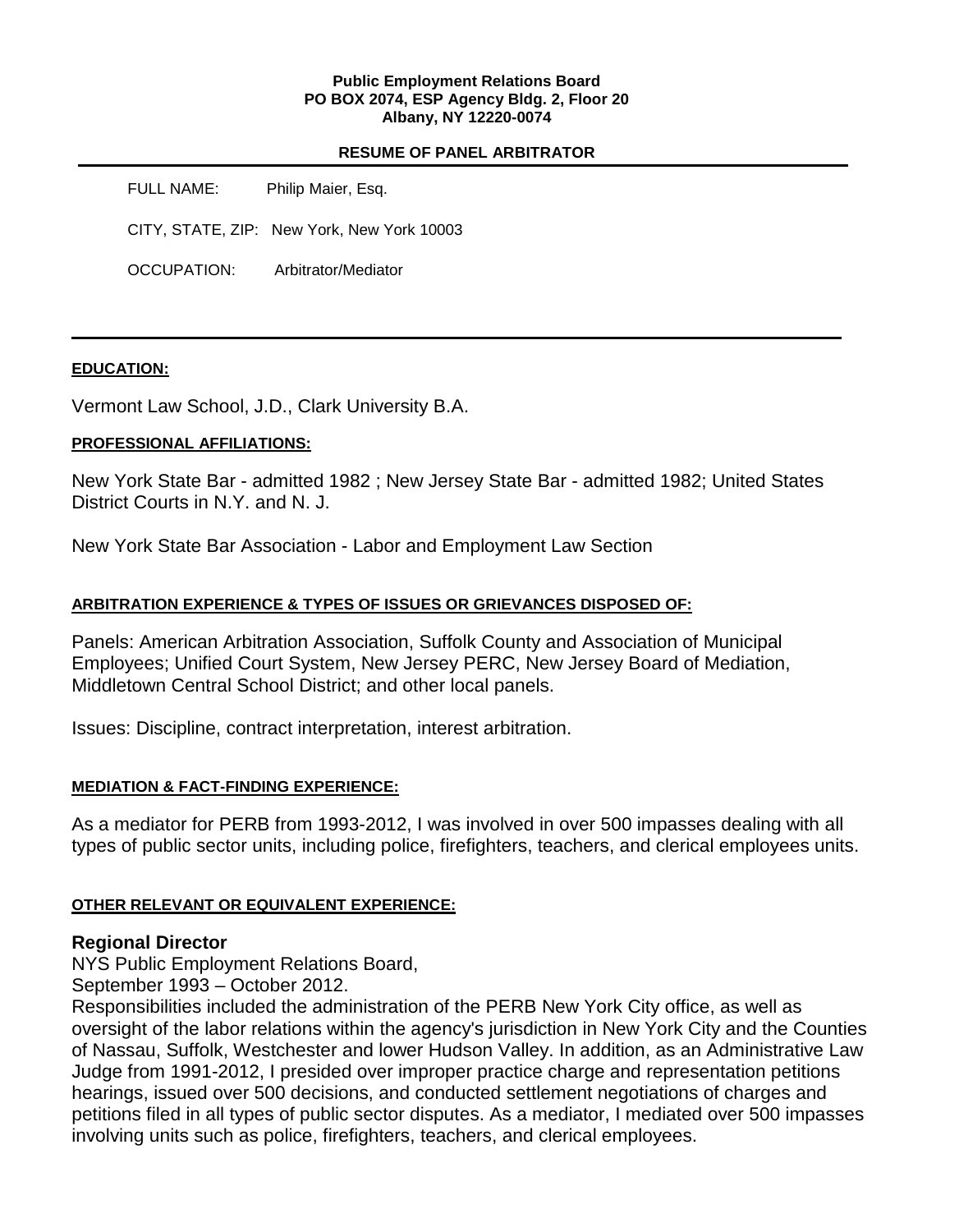**Public Employment Relations Board**
**PO BOX 2074, ESP Agency Bldg. 2, Floor 20**
**Albany, NY 12220-0074**

**RESUME OF PANEL ARBITRATOR**

FULL NAME: Philip Maier, Esq.

CITY, STATE, ZIP: New York, New York 10003

OCCUPATION: Arbitrator/Mediator

---

**EDUCATION:**

Vermont Law School, J.D., Clark University B.A.

**PROFESSIONAL AFFILIATIONS:**

New York State Bar - admitted 1982 ; New Jersey State Bar - admitted 1982; United States District Courts in N.Y. and N. J.

New York State Bar Association - Labor and Employment Law Section

**ARBITRATION EXPERIENCE & TYPES OF ISSUES OR GRIEVANCES DISPOSED OF:**

Panels: American Arbitration Association, Suffolk County and Association of Municipal Employees; Unified Court System, New Jersey PERC, New Jersey Board of Mediation, Middletown Central School District; and other local panels.

Issues: Discipline, contract interpretation, interest arbitration.

**MEDIATION & FACT-FINDING EXPERIENCE:**

As a mediator for PERB from 1993-2012, I was involved in over 500 impasses dealing with all types of public sector units, including police, firefighters, teachers, and clerical employees units.

**OTHER RELEVANT OR EQUIVALENT EXPERIENCE:**

**Regional Director**
NYS Public Employment Relations Board,
September 1993 – October 2012.
Responsibilities included the administration of the PERB New York City office, as well as oversight of the labor relations within the agency's jurisdiction in New York City and the Counties of Nassau, Suffolk, Westchester and lower Hudson Valley. In addition, as an Administrative Law Judge from 1991-2012, I presided over improper practice charge and representation petitions hearings, issued over 500 decisions, and conducted settlement negotiations of charges and petitions filed in all types of public sector disputes. As a mediator, I mediated over 500 impasses involving units such as police, firefighters, teachers, and clerical employees.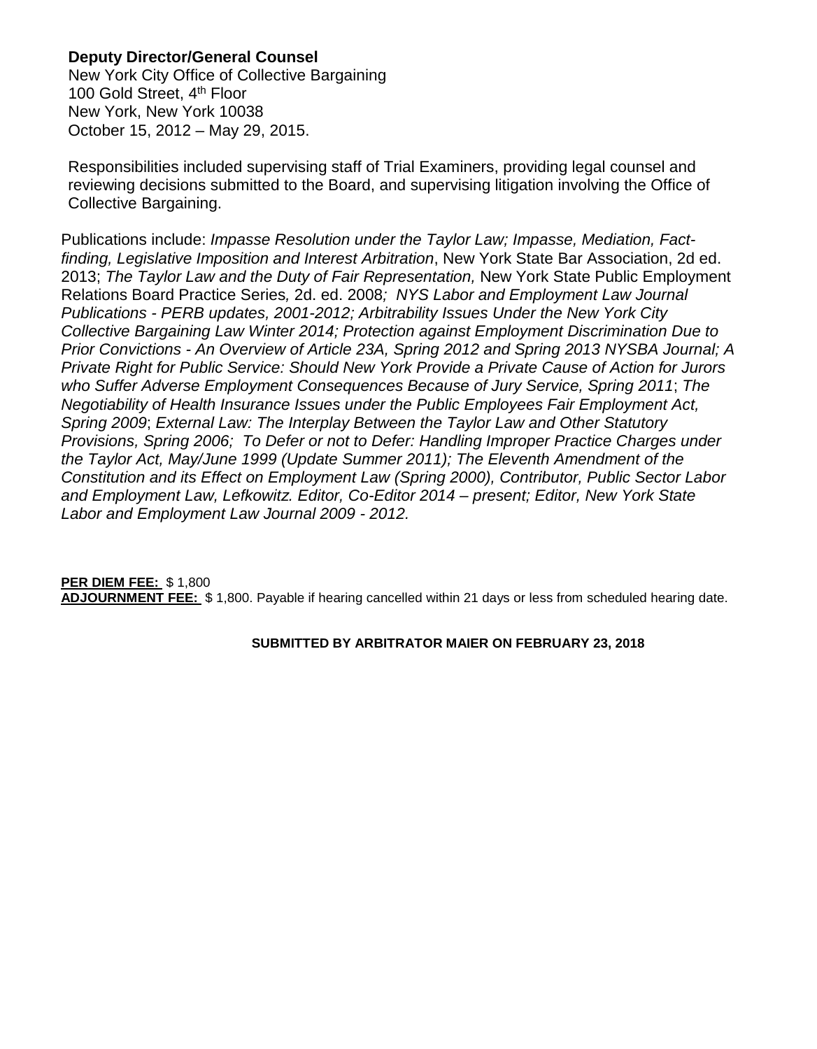**Deputy Director/General Counsel**
New York City Office of Collective Bargaining
100 Gold Street, 4th Floor
New York, New York 10038
October 15, 2012 – May 29, 2015.

Responsibilities included supervising staff of Trial Examiners, providing legal counsel and reviewing decisions submitted to the Board, and supervising litigation involving the Office of Collective Bargaining.

Publications include: *Impasse Resolution under the Taylor Law; Impasse, Mediation, Fact-finding, Legislative Imposition and Interest Arbitration*, New York State Bar Association, 2d ed. 2013; *The Taylor Law and the Duty of Fair Representation,* New York State Public Employment Relations Board Practice Series, 2d. ed. 2008*; NYS Labor and Employment Law Journal Publications - PERB updates, 2001-2012; Arbitrability Issues Under the New York City Collective Bargaining Law Winter 2014; Protection against Employment Discrimination Due to Prior Convictions - An Overview of Article 23A, Spring 2012 and Spring 2013 NYSBA Journal; A Private Right for Public Service: Should New York Provide a Private Cause of Action for Jurors who Suffer Adverse Employment Consequences Because of Jury Service, Spring 2011*; *The Negotiability of Health Insurance Issues under the Public Employees Fair Employment Act, Spring 2009*; *External Law: The Interplay Between the Taylor Law and Other Statutory Provisions, Spring 2006; To Defer or not to Defer: Handling Improper Practice Charges under the Taylor Act, May/June 1999 (Update Summer 2011); The Eleventh Amendment of the Constitution and its Effect on Employment Law (Spring 2000), Contributor, Public Sector Labor and Employment Law, Lefkowitz. Editor, Co-Editor 2014 – present; Editor, New York State Labor and Employment Law Journal 2009 - 2012.*

**PER DIEM FEE:** $ 1,800
**ADJOURNMENT FEE:** $ 1,800. Payable if hearing cancelled within 21 days or less from scheduled hearing date.

**SUBMITTED BY ARBITRATOR MAIER ON FEBRUARY 23, 2018**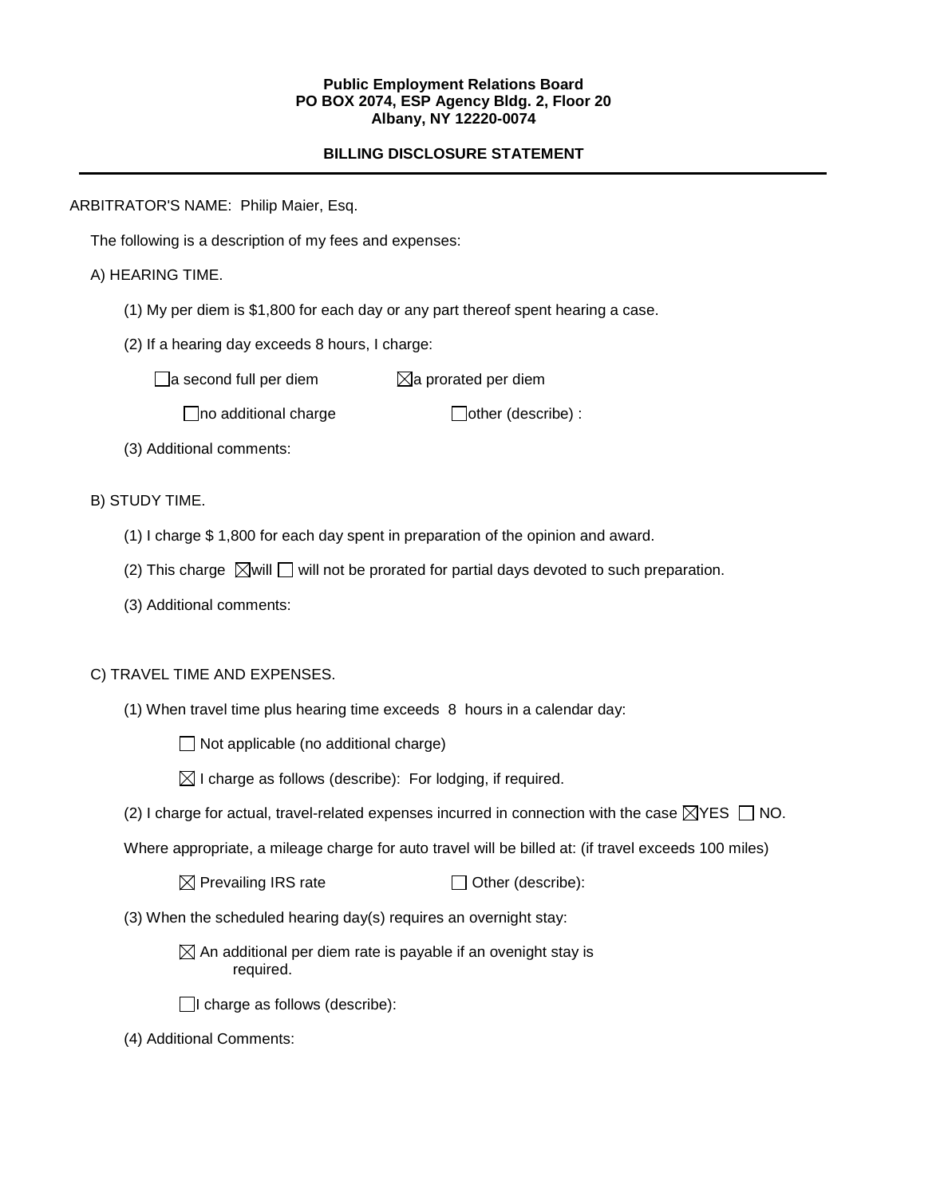**Public Employment Relations Board**
**PO BOX 2074, ESP Agency Bldg. 2, Floor 20**
**Albany, NY 12220-0074**

## BILLING DISCLOSURE STATEMENT

---

ARBITRATOR'S NAME: Philip Maier, Esq.

The following is a description of my fees and expenses:

A) HEARING TIME.

(1) My per diem is $1,800 for each day or any part thereof spent hearing a case.

(2) If a hearing day exceeds 8 hours, I charge:

☐ a second full per diem ☒ a prorated per diem

☐ no additional charge ☐ other (describe) :

(3) Additional comments:

B) STUDY TIME.

(1) I charge $ 1,800 for each day spent in preparation of the opinion and award.

(2) This charge ☒ will ☐ will not be prorated for partial days devoted to such preparation.

(3) Additional comments:

C) TRAVEL TIME AND EXPENSES.

(1) When travel time plus hearing time exceeds 8 hours in a calendar day:

☐ Not applicable (no additional charge)

☒ I charge as follows (describe): For lodging, if required.

(2) I charge for actual, travel-related expenses incurred in connection with the case ☒ YES ☐ NO.

Where appropriate, a mileage charge for auto travel will be billed at: (if travel exceeds 100 miles)

☒ Prevailing IRS rate ☐ Other (describe):

(3) When the scheduled hearing day(s) requires an overnight stay:

☒ An additional per diem rate is payable if an ovenight stay is required.

☐ I charge as follows (describe):

(4) Additional Comments: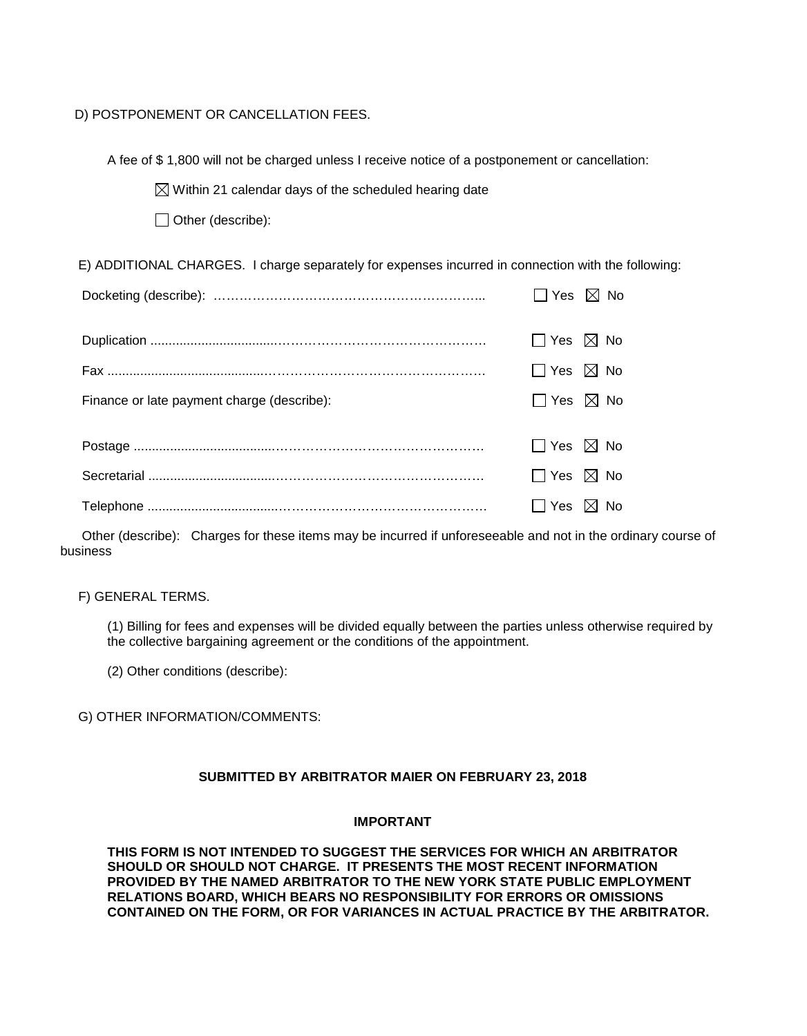D) POSTPONEMENT OR CANCELLATION FEES.

A fee of $ 1,800 will not be charged unless I receive notice of a postponement or cancellation:

☒ Within 21 calendar days of the scheduled hearing date

☐ Other (describe):

E) ADDITIONAL CHARGES. I charge separately for expenses incurred in connection with the following:

| | |
|---|---|
| Docketing (describe): | ☐ Yes ☒ No |
| Duplication | ☐ Yes ☒ No |
| Fax | ☐ Yes ☒ No |
| Finance or late payment charge (describe): | ☐ Yes ☒ No |
| Postage | ☐ Yes ☒ No |
| Secretarial | ☐ Yes ☒ No |
| Telephone | ☐ Yes ☒ No |

Other (describe): Charges for these items may be incurred if unforeseeable and not in the ordinary course of business

F) GENERAL TERMS.

(1) Billing for fees and expenses will be divided equally between the parties unless otherwise required by the collective bargaining agreement or the conditions of the appointment.

(2) Other conditions (describe):

G) OTHER INFORMATION/COMMENTS:

**SUBMITTED BY ARBITRATOR MAIER ON FEBRUARY 23, 2018**

**IMPORTANT**

**THIS FORM IS NOT INTENDED TO SUGGEST THE SERVICES FOR WHICH AN ARBITRATOR SHOULD OR SHOULD NOT CHARGE. IT PRESENTS THE MOST RECENT INFORMATION PROVIDED BY THE NAMED ARBITRATOR TO THE NEW YORK STATE PUBLIC EMPLOYMENT RELATIONS BOARD, WHICH BEARS NO RESPONSIBILITY FOR ERRORS OR OMISSIONS CONTAINED ON THE FORM, OR FOR VARIANCES IN ACTUAL PRACTICE BY THE ARBITRATOR.**